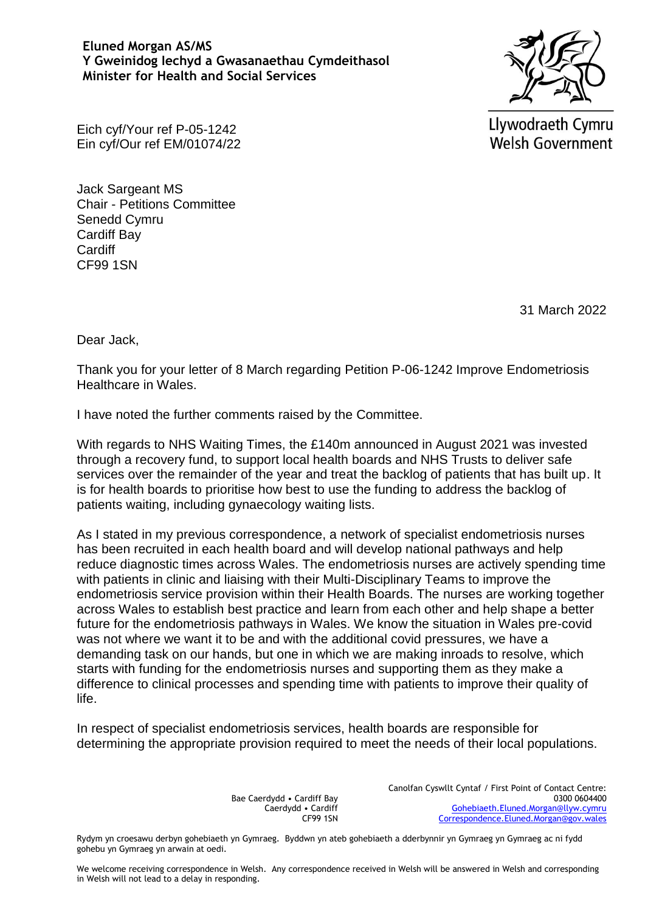**Eluned Morgan AS/MS**
**Y Gweinidog Iechyd a Gwasanaethau Cymdeithasol**
**Minister for Health and Social Services**

Llywodraeth Cymru
Welsh Government

Eich cyf/Your ref P-05-1242
Ein cyf/Our ref EM/01074/22

Jack Sargeant MS
Chair - Petitions Committee
Senedd Cymru
Cardiff Bay
Cardiff
CF99 1SN

31 March 2022

Dear Jack,

Thank you for your letter of 8 March regarding Petition P-06-1242 Improve Endometriosis Healthcare in Wales.

I have noted the further comments raised by the Committee.

With regards to NHS Waiting Times, the £140m announced in August 2021 was invested through a recovery fund, to support local health boards and NHS Trusts to deliver safe services over the remainder of the year and treat the backlog of patients that has built up. It is for health boards to prioritise how best to use the funding to address the backlog of patients waiting, including gynaecology waiting lists.

As I stated in my previous correspondence, a network of specialist endometriosis nurses has been recruited in each health board and will develop national pathways and help reduce diagnostic times across Wales. The endometriosis nurses are actively spending time with patients in clinic and liaising with their Multi-Disciplinary Teams to improve the endometriosis service provision within their Health Boards. The nurses are working together across Wales to establish best practice and learn from each other and help shape a better future for the endometriosis pathways in Wales. We know the situation in Wales pre-covid was not where we want it to be and with the additional covid pressures, we have a demanding task on our hands, but one in which we are making inroads to resolve, which starts with funding for the endometriosis nurses and supporting them as they make a difference to clinical processes and spending time with patients to improve their quality of life.

In respect of specialist endometriosis services, health boards are responsible for determining the appropriate provision required to meet the needs of their local populations.

Bae Caerdydd • Cardiff Bay
Caerdydd • Cardiff
CF99 1SN

Canolfan Cyswllt Cyntaf / First Point of Contact Centre:
0300 0604400
Gohebiaeth.Eluned.Morgan@llyw.cymru
Correspondence.Eluned.Morgan@gov.wales

Rydym yn croesawu derbyn gohebiaeth yn Gymraeg. Byddwn yn ateb gohebiaeth a dderbynnir yn Gymraeg yn Gymraeg ac ni fydd gohebu yn Gymraeg yn arwain at oedi.

We welcome receiving correspondence in Welsh. Any correspondence received in Welsh will be answered in Welsh and corresponding in Welsh will not lead to a delay in responding.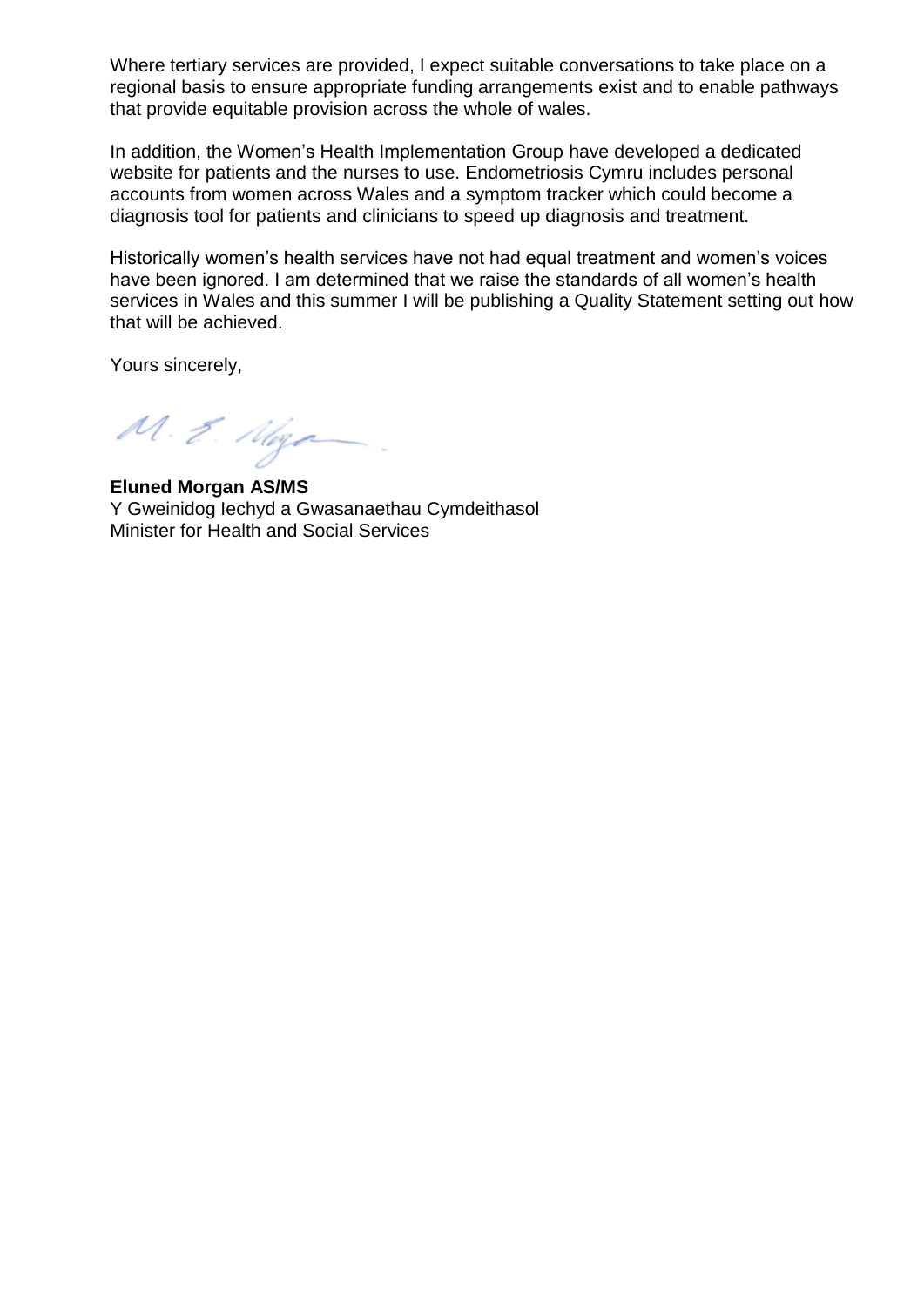Where tertiary services are provided, I expect suitable conversations to take place on a regional basis to ensure appropriate funding arrangements exist and to enable pathways that provide equitable provision across the whole of wales.

In addition, the Women's Health Implementation Group have developed a dedicated website for patients and the nurses to use. Endometriosis Cymru includes personal accounts from women across Wales and a symptom tracker which could become a diagnosis tool for patients and clinicians to speed up diagnosis and treatment.

Historically women's health services have not had equal treatment and women's voices have been ignored. I am determined that we raise the standards of all women's health services in Wales and this summer I will be publishing a Quality Statement setting out how that will be achieved.

Yours sincerely,

**Eluned Morgan AS/MS**
Y Gweinidog Iechyd a Gwasanaethau Cymdeithasol
Minister for Health and Social Services